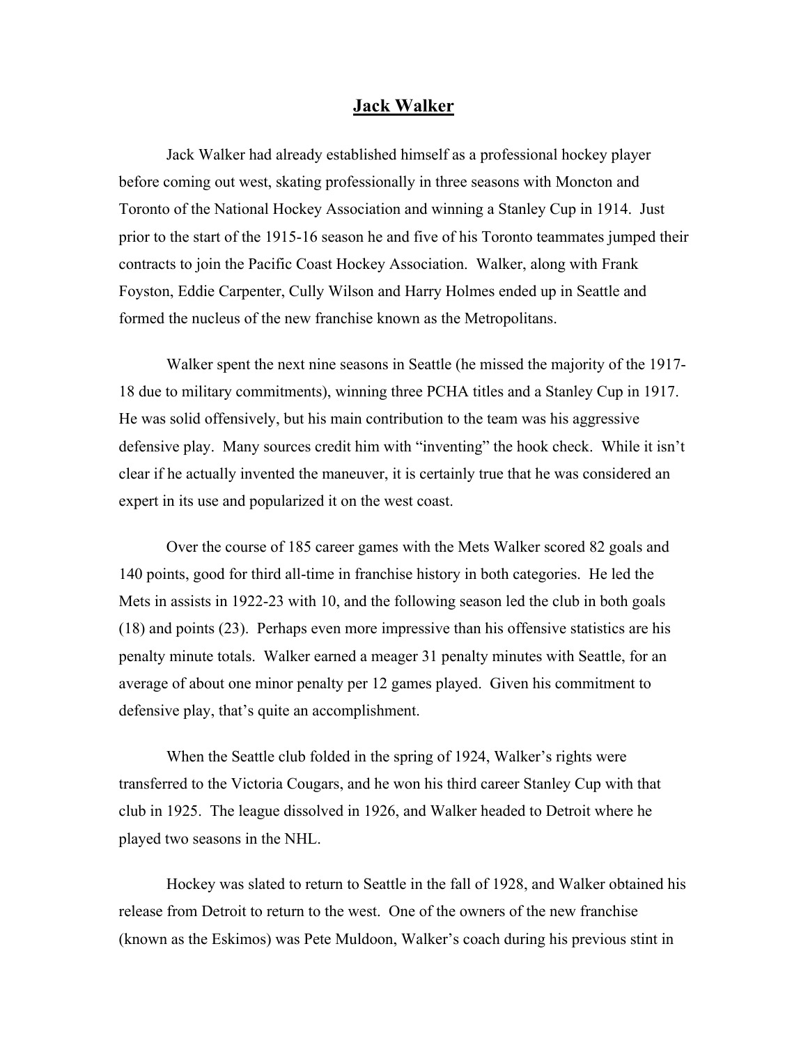# Jack Walker

Jack Walker had already established himself as a professional hockey player before coming out west, skating professionally in three seasons with Moncton and Toronto of the National Hockey Association and winning a Stanley Cup in 1914. Just prior to the start of the 1915-16 season he and five of his Toronto teammates jumped their contracts to join the Pacific Coast Hockey Association. Walker, along with Frank Foyston, Eddie Carpenter, Cully Wilson and Harry Holmes ended up in Seattle and formed the nucleus of the new franchise known as the Metropolitans.

Walker spent the next nine seasons in Seattle (he missed the majority of the 1917-18 due to military commitments), winning three PCHA titles and a Stanley Cup in 1917. He was solid offensively, but his main contribution to the team was his aggressive defensive play. Many sources credit him with "inventing" the hook check. While it isn't clear if he actually invented the maneuver, it is certainly true that he was considered an expert in its use and popularized it on the west coast.

Over the course of 185 career games with the Mets Walker scored 82 goals and 140 points, good for third all-time in franchise history in both categories. He led the Mets in assists in 1922-23 with 10, and the following season led the club in both goals (18) and points (23). Perhaps even more impressive than his offensive statistics are his penalty minute totals. Walker earned a meager 31 penalty minutes with Seattle, for an average of about one minor penalty per 12 games played. Given his commitment to defensive play, that's quite an accomplishment.

When the Seattle club folded in the spring of 1924, Walker's rights were transferred to the Victoria Cougars, and he won his third career Stanley Cup with that club in 1925. The league dissolved in 1926, and Walker headed to Detroit where he played two seasons in the NHL.

Hockey was slated to return to Seattle in the fall of 1928, and Walker obtained his release from Detroit to return to the west. One of the owners of the new franchise (known as the Eskimos) was Pete Muldoon, Walker's coach during his previous stint in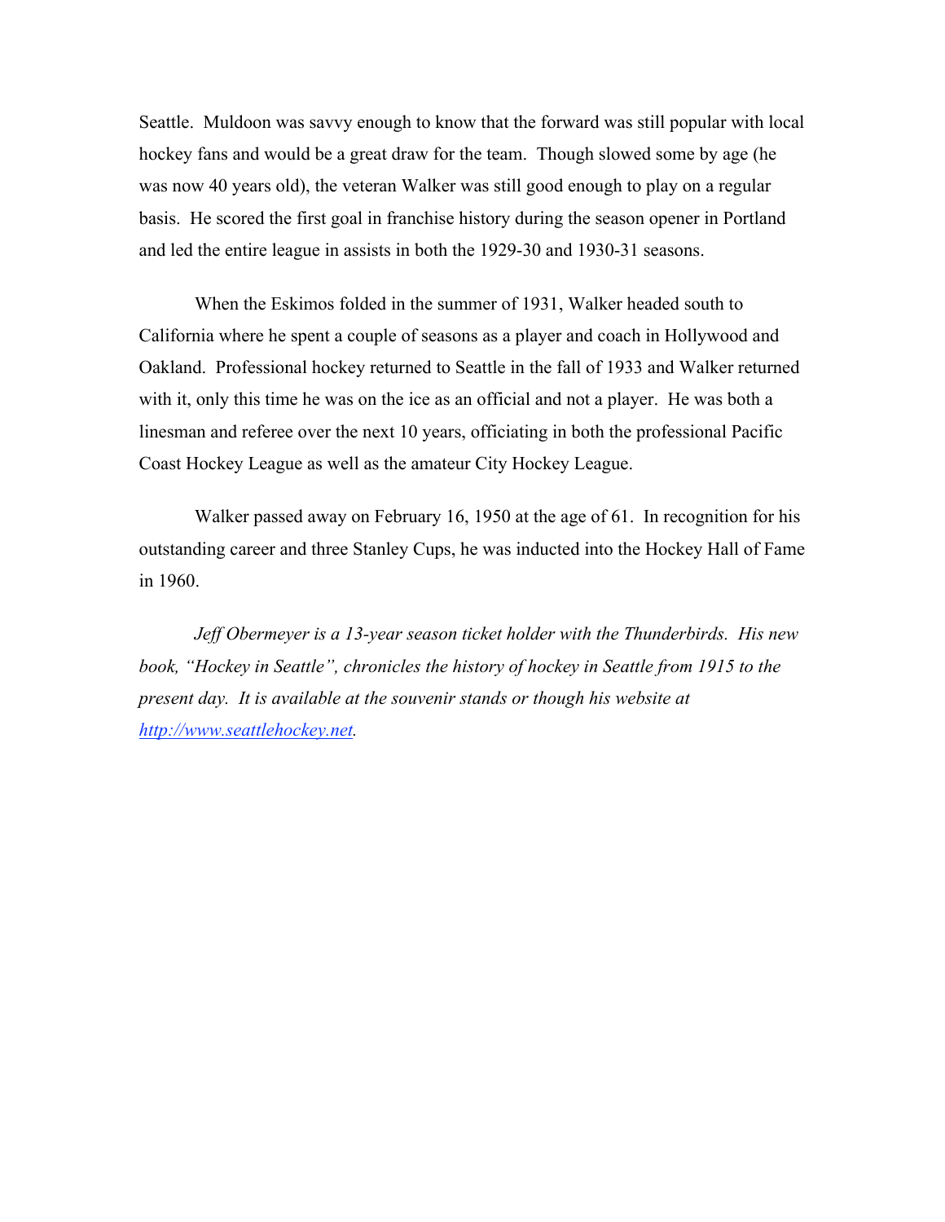Seattle. Muldoon was savvy enough to know that the forward was still popular with local hockey fans and would be a great draw for the team. Though slowed some by age (he was now 40 years old), the veteran Walker was still good enough to play on a regular basis. He scored the first goal in franchise history during the season opener in Portland and led the entire league in assists in both the 1929-30 and 1930-31 seasons.

When the Eskimos folded in the summer of 1931, Walker headed south to California where he spent a couple of seasons as a player and coach in Hollywood and Oakland. Professional hockey returned to Seattle in the fall of 1933 and Walker returned with it, only this time he was on the ice as an official and not a player. He was both a linesman and referee over the next 10 years, officiating in both the professional Pacific Coast Hockey League as well as the amateur City Hockey League.

Walker passed away on February 16, 1950 at the age of 61. In recognition for his outstanding career and three Stanley Cups, he was inducted into the Hockey Hall of Fame in 1960.

*Jeff Obermeyer is a 13-year season ticket holder with the Thunderbirds. His new book, "Hockey in Seattle", chronicles the history of hockey in Seattle from 1915 to the present day. It is available at the souvenir stands or though his website at [http://www.seattlehockey.net](http://www.seattlehockey.net).*